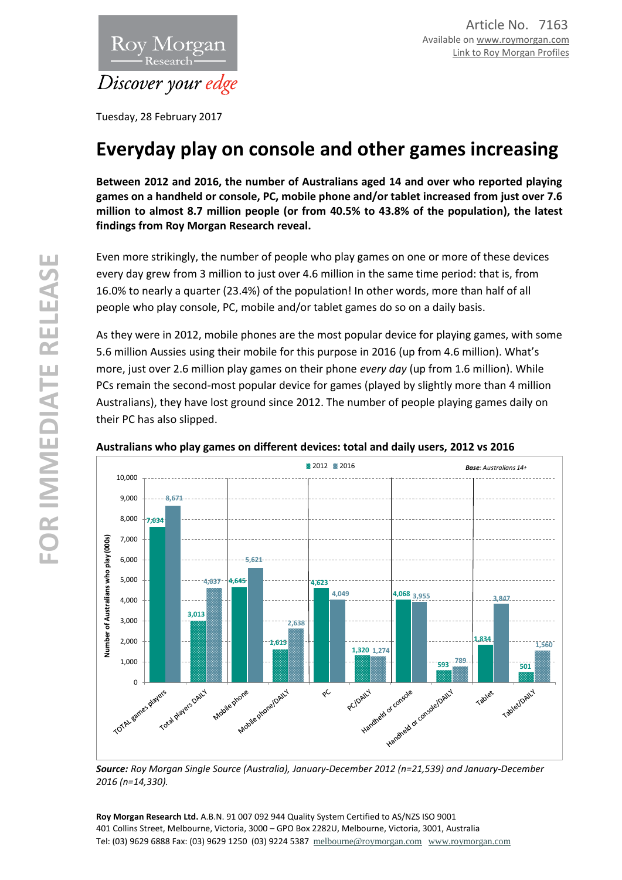Article No. 7163
Available on www.roymorgan.com
Link to Roy Morgan Profiles

Tuesday, 28 February 2017

# Everyday play on console and other games increasing

**Between 2012 and 2016, the number of Australians aged 14 and over who reported playing games on a handheld or console, PC, mobile phone and/or tablet increased from just over 7.6 million to almost 8.7 million people (or from 40.5% to 43.8% of the population), the latest findings from Roy Morgan Research reveal.**

Even more strikingly, the number of people who play games on one or more of these devices every day grew from 3 million to just over 4.6 million in the same time period: that is, from 16.0% to nearly a quarter (23.4%) of the population! In other words, more than half of all people who play console, PC, mobile and/or tablet games do so on a daily basis.

As they were in 2012, mobile phones are the most popular device for playing games, with some 5.6 million Aussies using their mobile for this purpose in 2016 (up from 4.6 million). What's more, just over 2.6 million play games on their phone *every day* (up from 1.6 million). While PCs remain the second-most popular device for games (played by slightly more than 4 million Australians), they have lost ground since 2012. The number of people playing games daily on their PC has also slipped.

**Australians who play games on different devices: total and daily users, 2012 vs 2016**

*Base: Australians 14+*

Number of Australians who play (000s)

| | 2012 | 2016 |
|---|---|---|
| TOTAL games players | 7,634 | 8,671 |
| Total players DAILY | 3,013 | 4,637 |
| Mobile phone | 4,645 | 5,621 |
| Mobile phone/DAILY | 1,615 | 2,638 |
| PC | 4,623 | 4,049 |
| PC/DAILY | 1,320 | 1,274 |
| Handheld or console | 4,068 | 3,955 |
| Handheld or console/DAILY | 593 | 789 |
| Tablet | 1,834 | 3,847 |
| Tablet/DAILY | 501 | 1,560 |

***Source:*** *Roy Morgan Single Source (Australia), January-December 2012 (n=21,539) and January-December 2016 (n=14,330).*

**Roy Morgan Research Ltd.** A.B.N. 91 007 092 944 Quality System Certified to AS/NZS ISO 9001
401 Collins Street, Melbourne, Victoria, 3000 – GPO Box 2282U, Melbourne, Victoria, 3001, Australia
Tel: (03) 9629 6888 Fax: (03) 9629 1250 (03) 9224 5387 melbourne@roymorgan.com www.roymorgan.com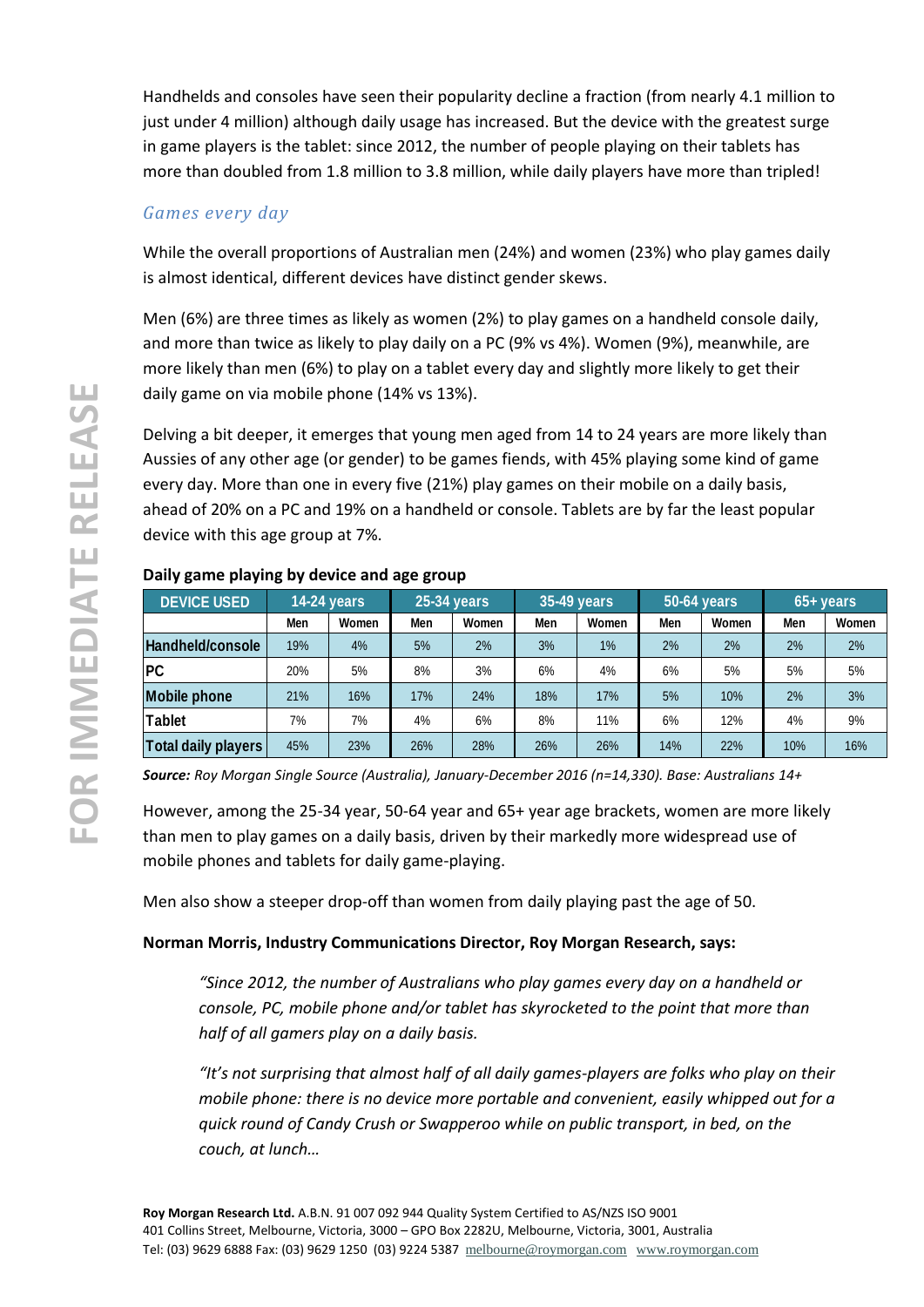Handhelds and consoles have seen their popularity decline a fraction (from nearly 4.1 million to just under 4 million) although daily usage has increased. But the device with the greatest surge in game players is the tablet: since 2012, the number of people playing on their tablets has more than doubled from 1.8 million to 3.8 million, while daily players have more than tripled!

### *Games every day*

While the overall proportions of Australian men (24%) and women (23%) who play games daily is almost identical, different devices have distinct gender skews.

Men (6%) are three times as likely as women (2%) to play games on a handheld console daily, and more than twice as likely to play daily on a PC (9% vs 4%). Women (9%), meanwhile, are more likely than men (6%) to play on a tablet every day and slightly more likely to get their daily game on via mobile phone (14% vs 13%).

Delving a bit deeper, it emerges that young men aged from 14 to 24 years are more likely than Aussies of any other age (or gender) to be games fiends, with 45% playing some kind of game every day. More than one in every five (21%) play games on their mobile on a daily basis, ahead of 20% on a PC and 19% on a handheld or console. Tablets are by far the least popular device with this age group at 7%.

**Daily game playing by device and age group**

| DEVICE USED | 14-24 years | | 25-34 years | | 35-49 years | | 50-64 years | | 65+ years | |
|---|---|---|---|---|---|---|---|---|---|---|
| | Men | Women | Men | Women | Men | Women | Men | Women | Men | Women |
| Handheld/console | 19% | 4% | 5% | 2% | 3% | 1% | 2% | 2% | 2% | 2% |
| PC | 20% | 5% | 8% | 3% | 6% | 4% | 6% | 5% | 5% | 5% |
| Mobile phone | 21% | 16% | 17% | 24% | 18% | 17% | 5% | 10% | 2% | 3% |
| Tablet | 7% | 7% | 4% | 6% | 8% | 11% | 6% | 12% | 4% | 9% |
| Total daily players | 45% | 23% | 26% | 28% | 26% | 26% | 14% | 22% | 10% | 16% |

***Source:*** *Roy Morgan Single Source (Australia), January-December 2016 (n=14,330). Base: Australians 14+*

However, among the 25-34 year, 50-64 year and 65+ year age brackets, women are more likely than men to play games on a daily basis, driven by their markedly more widespread use of mobile phones and tablets for daily game-playing.

Men also show a steeper drop-off than women from daily playing past the age of 50.

**Norman Morris, Industry Communications Director, Roy Morgan Research, says:**

> *"Since 2012, the number of Australians who play games every day on a handheld or console, PC, mobile phone and/or tablet has skyrocketed to the point that more than half of all gamers play on a daily basis.*
>
> *"It's not surprising that almost half of all daily games-players are folks who play on their mobile phone: there is no device more portable and convenient, easily whipped out for a quick round of Candy Crush or Swapperoo while on public transport, in bed, on the couch, at lunch…*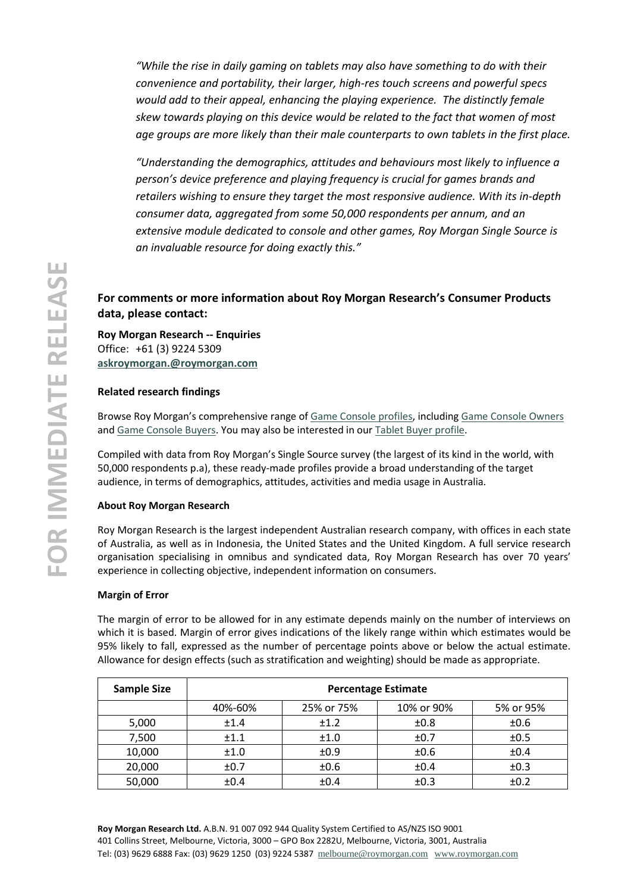*"While the rise in daily gaming on tablets may also have something to do with their convenience and portability, their larger, high-res touch screens and powerful specs would add to their appeal, enhancing the playing experience. The distinctly female skew towards playing on this device would be related to the fact that women of most age groups are more likely than their male counterparts to own tablets in the first place.*

*"Understanding the demographics, attitudes and behaviours most likely to influence a person's device preference and playing frequency is crucial for games brands and retailers wishing to ensure they target the most responsive audience. With its in-depth consumer data, aggregated from some 50,000 respondents per annum, and an extensive module dedicated to console and other games, Roy Morgan Single Source is an invaluable resource for doing exactly this."*

### For comments or more information about Roy Morgan Research's Consumer Products data, please contact:

**Roy Morgan Research -- Enquiries**
Office: +61 (3) 9224 5309
**askroymorgan.@roymorgan.com**

#### Related research findings

Browse Roy Morgan's comprehensive range of Game Console profiles, including Game Console Owners and Game Console Buyers. You may also be interested in our Tablet Buyer profile.

Compiled with data from Roy Morgan's Single Source survey (the largest of its kind in the world, with 50,000 respondents p.a), these ready-made profiles provide a broad understanding of the target audience, in terms of demographics, attitudes, activities and media usage in Australia.

#### About Roy Morgan Research

Roy Morgan Research is the largest independent Australian research company, with offices in each state of Australia, as well as in Indonesia, the United States and the United Kingdom. A full service research organisation specialising in omnibus and syndicated data, Roy Morgan Research has over 70 years' experience in collecting objective, independent information on consumers.

#### Margin of Error

The margin of error to be allowed for in any estimate depends mainly on the number of interviews on which it is based. Margin of error gives indications of the likely range within which estimates would be 95% likely to fall, expressed as the number of percentage points above or below the actual estimate. Allowance for design effects (such as stratification and weighting) should be made as appropriate.

| Sample Size | Percentage Estimate | | | |
|---|---|---|---|---|
| | 40%-60% | 25% or 75% | 10% or 90% | 5% or 95% |
| 5,000 | ±1.4 | ±1.2 | ±0.8 | ±0.6 |
| 7,500 | ±1.1 | ±1.0 | ±0.7 | ±0.5 |
| 10,000 | ±1.0 | ±0.9 | ±0.6 | ±0.4 |
| 20,000 | ±0.7 | ±0.6 | ±0.4 | ±0.3 |
| 50,000 | ±0.4 | ±0.4 | ±0.3 | ±0.2 |